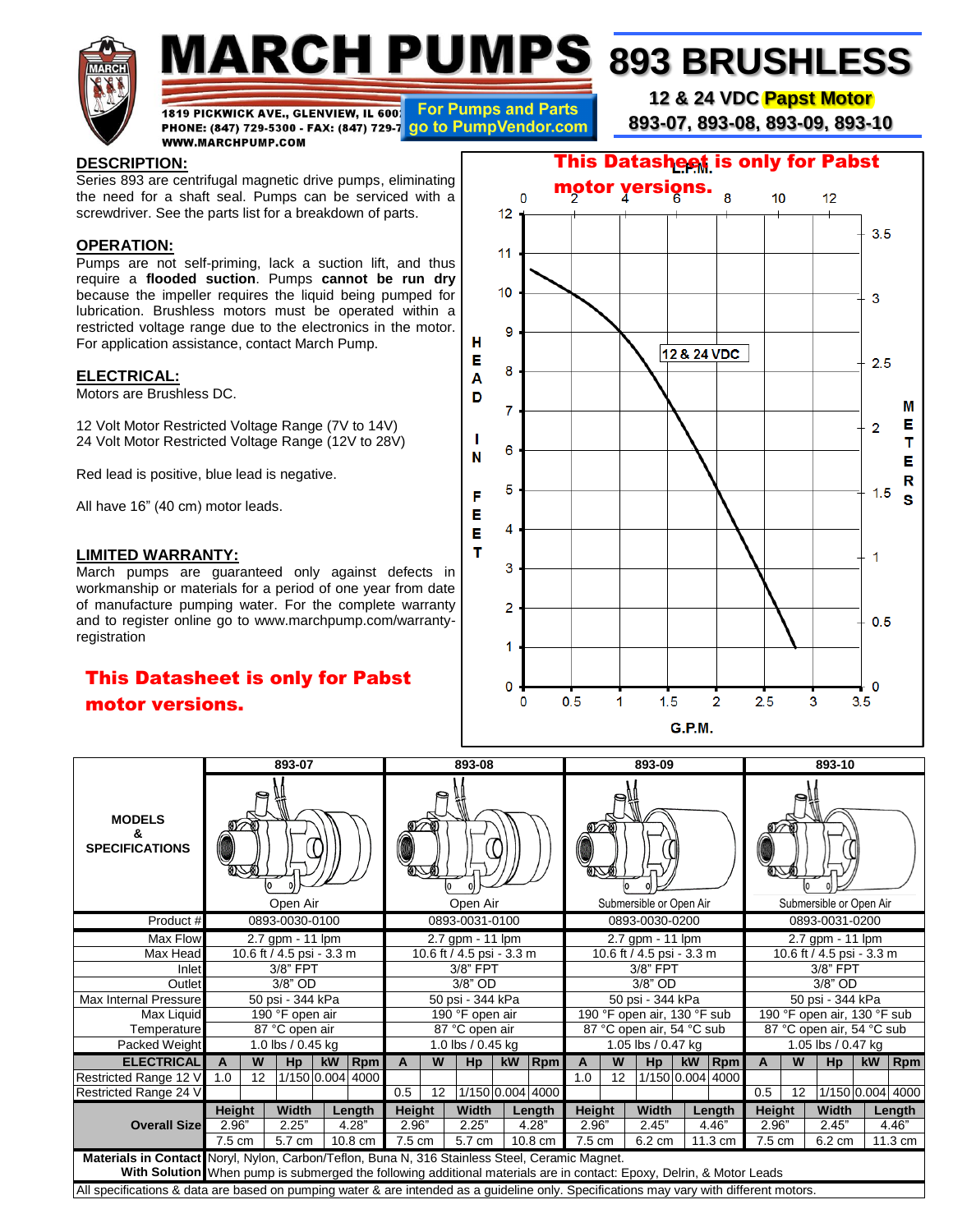# MARCH PUMPS

1819 PICKWICK AVE., GLENVIEW, IL 600[...]
PHONE: (847) 729-5300 - FAX: (847) 729-7[...]
WWW.MARCHPUMP.COM

For Pumps and Parts go to PumpVendor.com

# 893 BRUSHLESS

**12 & 24 VDC Papst Motor**

**893-07, 893-08, 893-09, 893-10**

## DESCRIPTION:

Series 893 are centrifugal magnetic drive pumps, eliminating the need for a shaft seal. Pumps can be serviced with a screwdriver. See the parts list for a breakdown of parts.

## OPERATION:

Pumps are not self-priming, lack a suction lift, and thus require a **flooded suction**. Pumps **cannot be run dry** because the impeller requires the liquid being pumped for lubrication. Brushless motors must be operated within a restricted voltage range due to the electronics in the motor. For application assistance, contact March Pump.

## ELECTRICAL:

Motors are Brushless DC.

12 Volt Motor Restricted Voltage Range (7V to 14V)
24 Volt Motor Restricted Voltage Range (12V to 28V)

Red lead is positive, blue lead is negative.

All have 16" (40 cm) motor leads.

## LIMITED WARRANTY:

March pumps are guaranteed only against defects in workmanship or materials for a period of one year from date of manufacture pumping water. For the complete warranty and to register online go to www.marchpump.com/warranty-registration

**This Datasheet is only for Pabst motor versions.**

**This Datasheet is only for Pabst motor versions.**

Chart: HEAD IN FEET (0–12) / METERS (0–3.5) vs. G.P.M. (0–3.5) / L.P.M. (0–12); curve labeled "12 & 24 VDC".

| MODELS & SPECIFICATIONS | 893-07 | | | | | 893-08 | | | | | 893-09 | | | | | 893-10 | | | | |
|---|---|---|---|---|---|---|---|---|---|---|---|---|---|---|---|---|---|---|---|---|
| | Open Air | | | | | Open Air | | | | | Submersible or Open Air | | | | | Submersible or Open Air | | | | |
| Product # | 0893-0030-0100 | | | | | 0893-0031-0100 | | | | | 0893-0030-0200 | | | | | 0893-0031-0200 | | | | |
| Max Flow | 2.7 gpm - 11 lpm | | | | | 2.7 gpm - 11 lpm | | | | | 2.7 gpm - 11 lpm | | | | | 2.7 gpm - 11 lpm | | | | |
| Max Head | 10.6 ft / 4.5 psi - 3.3 m | | | | | 10.6 ft / 4.5 psi - 3.3 m | | | | | 10.6 ft / 4.5 psi - 3.3 m | | | | | 10.6 ft / 4.5 psi - 3.3 m | | | | |
| Inlet | 3/8" FPT | | | | | 3/8" FPT | | | | | 3/8" FPT | | | | | 3/8" FPT | | | | |
| Outlet | 3/8" OD | | | | | 3/8" OD | | | | | 3/8" OD | | | | | 3/8" OD | | | | |
| Max Internal Pressure | 50 psi - 344 kPa | | | | | 50 psi - 344 kPa | | | | | 50 psi - 344 kPa | | | | | 50 psi - 344 kPa | | | | |
| Max Liquid Temperature | 190 °F open air 87 °C open air | | | | | 190 °F open air 87 °C open air | | | | | 190 °F open air, 130 °F sub 87 °C open air, 54 °C sub | | | | | 190 °F open air, 130 °F sub 87 °C open air, 54 °C sub | | | | |
| Packed Weight | 1.0 lbs / 0.45 kg | | | | | 1.0 lbs / 0.45 kg | | | | | 1.05 lbs / 0.47 kg | | | | | 1.05 lbs / 0.47 kg | | | | |
| ELECTRICAL | A | W | Hp | kW | Rpm | A | W | Hp | kW | Rpm | A | W | Hp | kW | Rpm | A | W | Hp | kW | Rpm |
| Restricted Range 12 V | 1.0 | 12 | 1/150 | 0.004 | 4000 | | | | | | 1.0 | 12 | 1/150 | 0.004 | 4000 | | | | | |
| Restricted Range 24 V | | | | | | 0.5 | 12 | 1/150 | 0.004 | 4000 | | | | | | 0.5 | 12 | 1/150 | 0.004 | 4000 |
| Overall Size | Height | Width | | Length | | Height | Width | | Length | | Height | Width | | Length | | Height | Width | | Length | |
| | 2.96" | 2.25" | | 4.28" | | 2.96" | 2.25" | | 4.28" | | 2.96" | 2.45" | | 4.46" | | 2.96" | 2.45" | | 4.46" | |
| | 7.5 cm | 5.7 cm | | 10.8 cm | | 7.5 cm | 5.7 cm | | 10.8 cm | | 7.5 cm | 6.2 cm | | 11.3 cm | | 7.5 cm | 6.2 cm | | 11.3 cm | |
| Materials in Contact With Solution | Noryl, Nylon, Carbon/Teflon, Buna N, 316 Stainless Steel, Ceramic Magnet. When pump is submerged the following additional materials are in contact: Epoxy, Delrin, & Motor Leads | | | | | | | | | | | | | | | | | | | |

All specifications & data are based on pumping water & are intended as a guideline only. Specifications may vary with different motors.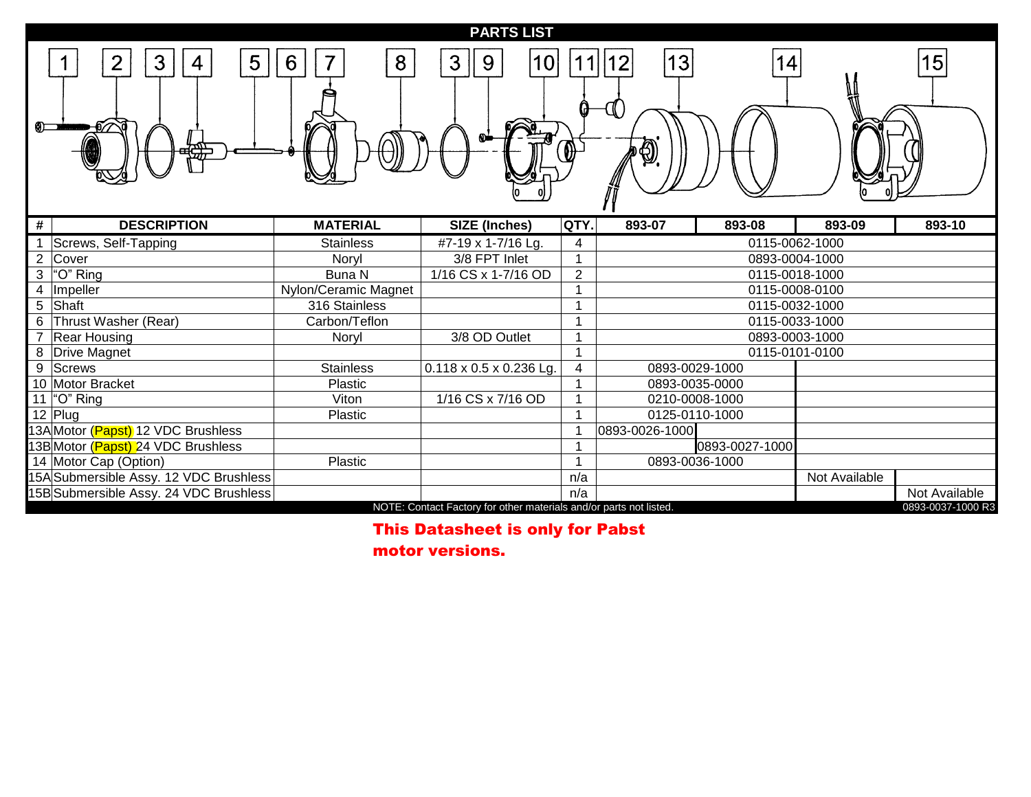## PARTS LIST

| # | DESCRIPTION | MATERIAL | SIZE (Inches) | QTY. | 893-07 | 893-08 | 893-09 | 893-10 |
|---|---|---|---|---|---|---|---|---|
| 1 | Screws, Self-Tapping | Stainless | #7-19 x 1-7/16 Lg. | 4 | 0115-0062-1000 | | | |
| 2 | Cover | Noryl | 3/8 FPT Inlet | 1 | 0893-0004-1000 | | | |
| 3 | "O" Ring | Buna N | 1/16 CS x 1-7/16 OD | 2 | 0115-0018-1000 | | | |
| 4 | Impeller | Nylon/Ceramic Magnet | | 1 | 0115-0008-0100 | | | |
| 5 | Shaft | 316 Stainless | | 1 | 0115-0032-1000 | | | |
| 6 | Thrust Washer (Rear) | Carbon/Teflon | | 1 | 0115-0033-1000 | | | |
| 7 | Rear Housing | Noryl | 3/8 OD Outlet | 1 | 0893-0003-1000 | | | |
| 8 | Drive Magnet | | | 1 | 0115-0101-0100 | | | |
| 9 | Screws | Stainless | 0.118 x 0.5 x 0.236 Lg. | 4 | 0893-0029-1000 | | | |
| 10 | Motor Bracket | Plastic | | 1 | 0893-0035-0000 | | | |
| 11 | "O" Ring | Viton | 1/16 CS x 7/16 OD | 1 | 0210-0008-1000 | | | |
| 12 | Plug | Plastic | | 1 | 0125-0110-1000 | | | |
| 13A | Motor (Papst) 12 VDC Brushless | | | 1 | 0893-0026-1000 | | | |
| 13B | Motor (Papst) 24 VDC Brushless | | | 1 | | 0893-0027-1000 | | |
| 14 | Motor Cap (Option) | Plastic | | 1 | 0893-0036-1000 | | | |
| 15A | Submersible Assy. 12 VDC Brushless | | | n/a | | | Not Available | |
| 15B | Submersible Assy. 24 VDC Brushless | | | n/a | | | | Not Available |

NOTE: Contact Factory for other materials and/or parts not listed.

0893-0037-1000 R3

**This Datasheet is only for Pabst motor versions.**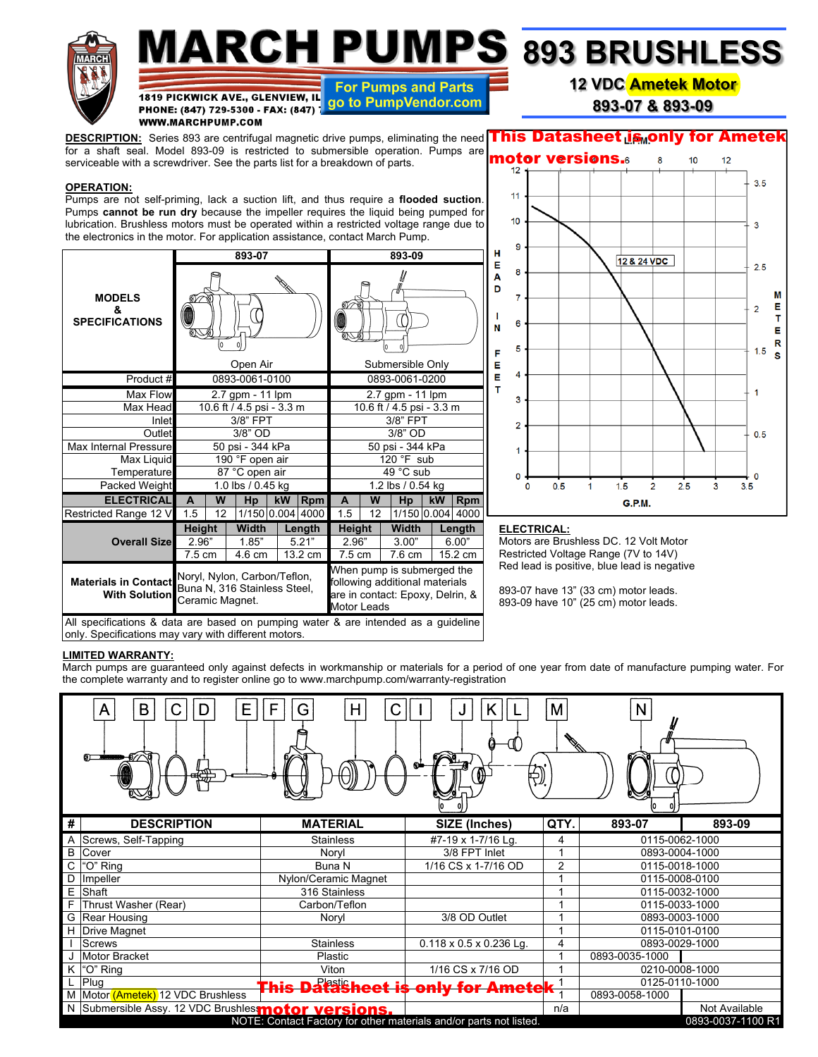# MARCH PUMPS

1819 PICKWICK AVE., GLENVIEW, IL
PHONE: (847) 729-5300 - FAX: (847)
WWW.MARCHPUMP.COM

For Pumps and Parts go to PumpVendor.com

# 893 BRUSHLESS

## 12 VDC Ametek Motor

## 893-07 & 893-09

**DESCRIPTION:** Series 893 are centrifugal magnetic drive pumps, eliminating the need for a shaft seal. Model 893-09 is restricted to submersible operation. Pumps are serviceable with a screwdriver. See the parts list for a breakdown of parts.

**This Datasheet is only for Ametek motor versions.**

**OPERATION:**
Pumps are not self-priming, lack a suction lift, and thus require a **flooded suction**. Pumps **cannot be run dry** because the impeller requires the liquid being pumped for lubrication. Brushless motors must be operated within a restricted voltage range due to the electronics in the motor. For application assistance, contact March Pump.

L.P.M.
0 2 4 6 8 10 12
HEAD IN FEET
0 1 2 3 4 5 6 7 8 9 10 11 12
METERS
0 0.5 1 1.5 2 2.5 3 3.5
12 & 24 VDC
G.P.M.
0 0.5 1 1.5 2 2.5 3 3.5

| MODELS & SPECIFICATIONS | 893-07 | | | | | 893-09 | | | | |
|---|---|---|---|---|---|---|---|---|---|---|
| | Open Air | | | | | Submersible Only | | | | |
| Product # | 0893-0061-0100 | | | | | 0893-0061-0200 | | | | |
| Max Flow | 2.7 gpm - 11 lpm | | | | | 2.7 gpm - 11 lpm | | | | |
| Max Head | 10.6 ft / 4.5 psi - 3.3 m | | | | | 10.6 ft / 4.5 psi - 3.3 m | | | | |
| Inlet | 3/8" FPT | | | | | 3/8" FPT | | | | |
| Outlet | 3/8" OD | | | | | 3/8" OD | | | | |
| Max Internal Pressure | 50 psi - 344 kPa | | | | | 50 psi - 344 kPa | | | | |
| Max Liquid | 190 °F open air | | | | | 120 °F sub | | | | |
| Temperature | 87 °C open air | | | | | 49 °C sub | | | | |
| Packed Weight | 1.0 lbs / 0.45 kg | | | | | 1.2 lbs / 0.54 kg | | | | |
| ELECTRICAL | A | W | Hp | kW | Rpm | A | W | Hp | kW | Rpm |
| Restricted Range 12 V | 1.5 | 12 | 1/150 | 0.004 | 4000 | 1.5 | 12 | 1/150 | 0.004 | 4000 |
| Overall Size | Height | Width | Length | | | Height | Width | Length | | |
| | 2.96" | 1.85" | 5.21" | | | 2.96" | 3.00" | 6.00" | | |
| | 7.5 cm | 4.6 cm | 13.2 cm | | | 7.5 cm | 7.6 cm | 15.2 cm | | |
| Materials in Contact With Solution | Noryl, Nylon, Carbon/Teflon, Buna N, 316 Stainless Steel, Ceramic Magnet. | | | | | When pump is submerged the following additional materials are in contact: Epoxy, Delrin, & Motor Leads | | | | |

All specifications & data are based on pumping water & are intended as a guideline only. Specifications may vary with different motors.

**ELECTRICAL:**
Motors are Brushless DC. 12 Volt Motor
Restricted Voltage Range (7V to 14V)
Red lead is positive, blue lead is negative

893-07 have 13" (33 cm) motor leads.
893-09 have 10" (25 cm) motor leads.

**LIMITED WARRANTY:**
March pumps are guaranteed only against defects in workmanship or materials for a period of one year from date of manufacture pumping water. For the complete warranty and to register online go to www.marchpump.com/warranty-registration

A B C D E F G H C I J K L M N

| # | DESCRIPTION | MATERIAL | SIZE (Inches) | QTY. | 893-07 | 893-09 |
|---|---|---|---|---|---|---|
| A | Screws, Self-Tapping | Stainless | #7-19 x 1-7/16 Lg. | 4 | 0115-0062-1000 | |
| B | Cover | Noryl | 3/8 FPT Inlet | 1 | 0893-0004-1000 | |
| C | "O" Ring | Buna N | 1/16 CS x 1-7/16 OD | 2 | 0115-0018-1000 | |
| D | Impeller | Nylon/Ceramic Magnet | | 1 | 0115-0008-0100 | |
| E | Shaft | 316 Stainless | | 1 | 0115-0032-1000 | |
| F | Thrust Washer (Rear) | Carbon/Teflon | | 1 | 0115-0033-1000 | |
| G | Rear Housing | Noryl | 3/8 OD Outlet | 1 | 0893-0003-1000 | |
| H | Drive Magnet | | | 1 | 0115-0101-0100 | |
| I | Screws | Stainless | 0.118 x 0.5 x 0.236 Lg. | 4 | 0893-0029-1000 | |
| J | Motor Bracket | Plastic | | 1 | 0893-0035-1000 | |
| K | "O" Ring | Viton | 1/16 CS x 7/16 OD | 1 | 0210-0008-1000 | |
| L | Plug | Plastic | | 1 | 0125-0110-1000 | |
| M | Motor (Ametek) 12 VDC Brushless | | | 1 | 0893-0058-1000 | |
| N | Submersible Assy. 12 VDC Brushless | | | n/a | | Not Available |

**This Datasheet is only for Ametek motor versions.**

NOTE: Contact Factory for other materials and/or parts not listed.

0893-0037-1100 R1